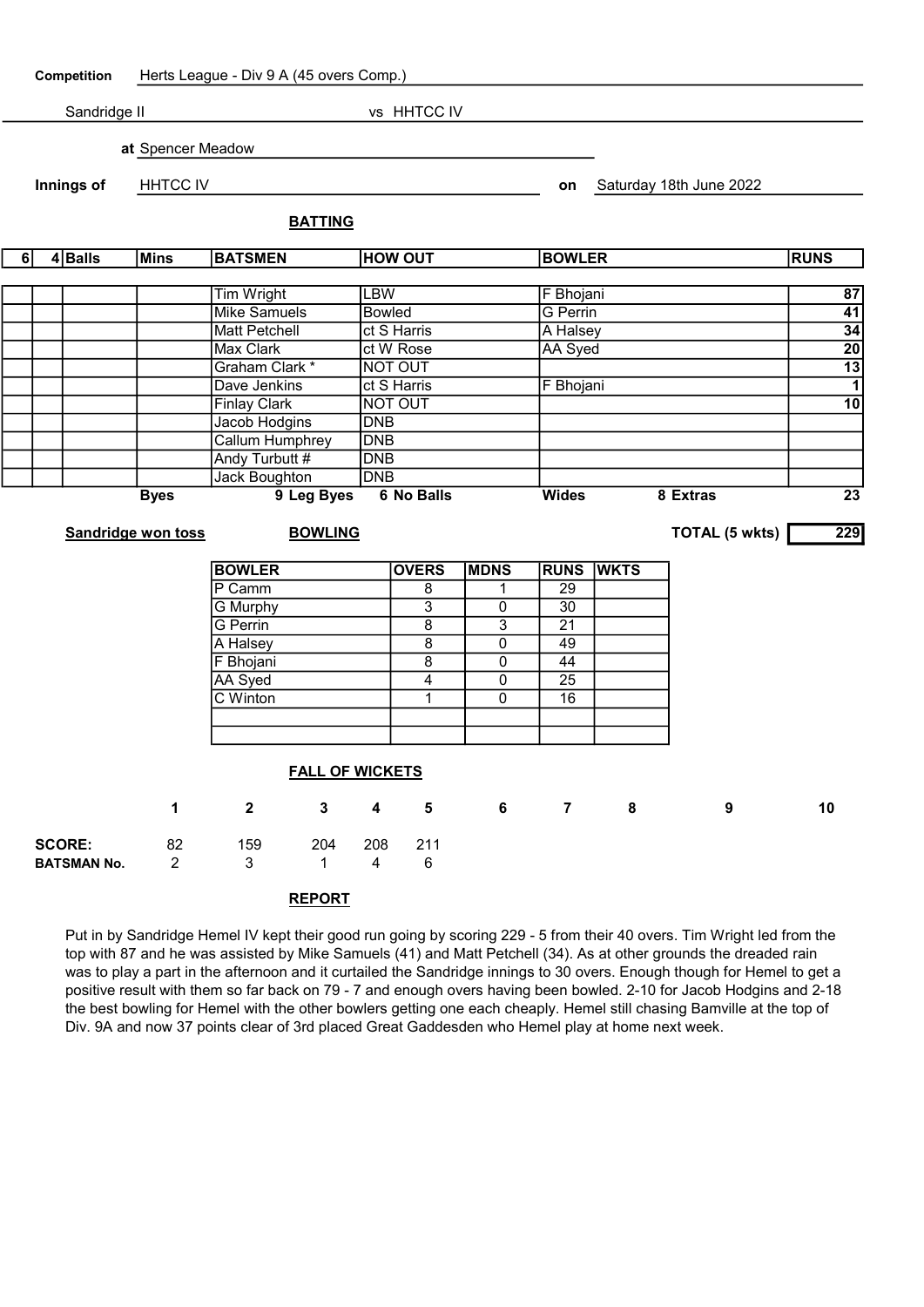**Competition** Herts League - Div 9 A (45 overs Comp.)

Sandridge II vs HHTCC IV

**at** Spencer Meadow

**Innings of** HHTCC IV **on** Saturday 18th June 2022

## BATTING

| 6 | 4 | Balls | Mins | BATSMEN | HOW OUT | BOWLER | RUNS |
|---|---|---|---|---|---|---|---|
| | | | | Tim Wright | LBW | F Bhojani | 87 |
| | | | | Mike Samuels | Bowled | G Perrin | 41 |
| | | | | Matt Petchell | ct S Harris | A Halsey | 34 |
| | | | | Max Clark | ct W Rose | AA Syed | 20 |
| | | | | Graham Clark * | NOT OUT | | 13 |
| | | | | Dave Jenkins | ct S Harris | F Bhojani | 1 |
| | | | | Finlay Clark | NOT OUT | | 10 |
| | | | | Jacob Hodgins | DNB | | |
| | | | | Callum Humphrey | DNB | | |
| | | | | Andy Turbutt # | DNB | | |
| | | | | Jack Boughton | DNB | | |

Byes | 9 Leg Byes | 6 No Balls | Wides | 8 Extras | 23

**Sandridge won toss**

**TOTAL (5 wkts)** 229

## BOWLING

| BOWLER | OVERS | MDNS | RUNS | WKTS |
|---|---|---|---|---|
| P Camm | 8 | 1 | 29 | |
| G Murphy | 3 | 0 | 30 | |
| G Perrin | 8 | 3 | 21 | |
| A Halsey | 8 | 0 | 49 | |
| F Bhojani | 8 | 0 | 44 | |
| AA Syed | 4 | 0 | 25 | |
| C Winton | 1 | 0 | 16 | |

## FALL OF WICKETS

| | 1 | 2 | 3 | 4 | 5 | 6 | 7 | 8 | 9 | 10 |
|---|---|---|---|---|---|---|---|---|---|---|
| **SCORE:** | 82 | 159 | 204 | 208 | 211 | | | | | |
| **BATSMAN No.** | 2 | 3 | 1 | 4 | 6 | | | | | |

## REPORT

Put in by Sandridge Hemel IV kept their good run going by scoring 229 - 5 from their 40 overs. Tim Wright led from the top with 87 and he was assisted by Mike Samuels (41) and Matt Petchell (34). As at other grounds the dreaded rain was to play a part in the afternoon and it curtailed the Sandridge innings to 30 overs. Enough though for Hemel to get a positive result with them so far back on 79 - 7 and enough overs having been bowled. 2-10 for Jacob Hodgins and 2-18 the best bowling for Hemel with the other bowlers getting one each cheaply. Hemel still chasing Bamville at the top of Div. 9A and now 37 points clear of 3rd placed Great Gaddesden who Hemel play at home next week.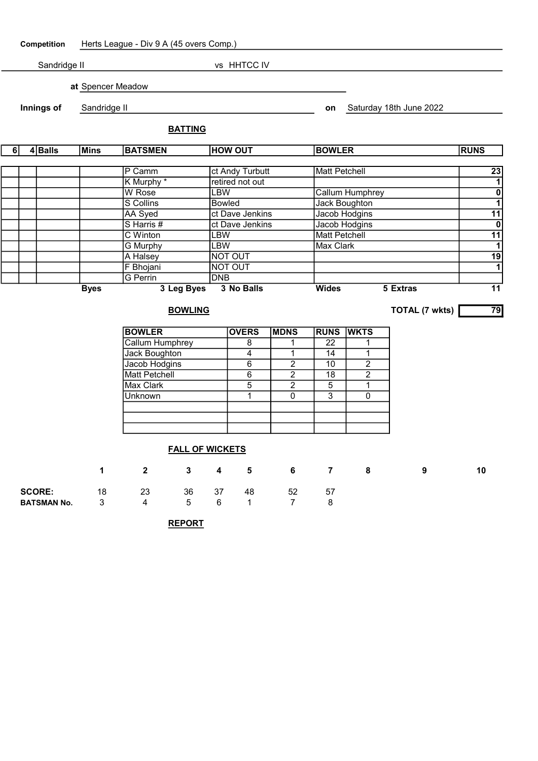**Competition** Herts League - Div 9 A (45 overs Comp.)

Sandridge II vs HHTCC IV

**at** Spencer Meadow

**Innings of** Sandridge II **on** Saturday 18th June 2022

## BATTING

| 6 | 4 | Balls | Mins | BATSMEN | HOW OUT | BOWLER | RUNS |
|---|---|---|---|---|---|---|---|
| | | | | P Camm | ct Andy Turbutt | Matt Petchell | 23 |
| | | | | K Murphy * | retired not out | | 1 |
| | | | | W Rose | LBW | Callum Humphrey | 0 |
| | | | | S Collins | Bowled | Jack Boughton | 1 |
| | | | | AA Syed | ct Dave Jenkins | Jacob Hodgins | 11 |
| | | | | S Harris # | ct Dave Jenkins | Jacob Hodgins | 0 |
| | | | | C Winton | LBW | Matt Petchell | 11 |
| | | | | G Murphy | LBW | Max Clark | 1 |
| | | | | A Halsey | NOT OUT | | 19 |
| | | | | F Bhojani | NOT OUT | | 1 |
| | | | | G Perrin | DNB | | |

**Byes** 3 **Leg Byes** 3 **No Balls** **Wides** 5 **Extras** 11

## BOWLING

**TOTAL (7 wkts)** 79

| BOWLER | OVERS | MDNS | RUNS | WKTS |
|---|---|---|---|---|
| Callum Humphrey | 8 | 1 | 22 | 1 |
| Jack Boughton | 4 | 1 | 14 | 1 |
| Jacob Hodgins | 6 | 2 | 10 | 2 |
| Matt Petchell | 6 | 2 | 18 | 2 |
| Max Clark | 5 | 2 | 5 | 1 |
| Unknown | 1 | 0 | 3 | 0 |

## FALL OF WICKETS

| | 1 | 2 | 3 | 4 | 5 | 6 | 7 | 8 | 9 | 10 |
|---|---|---|---|---|---|---|---|---|---|---|
| **SCORE:** | 18 | 23 | 36 | 37 | 48 | 52 | 57 | | | |
| **BATSMAN No.** | 3 | 4 | 5 | 6 | 1 | 7 | 8 | | | |

## REPORT